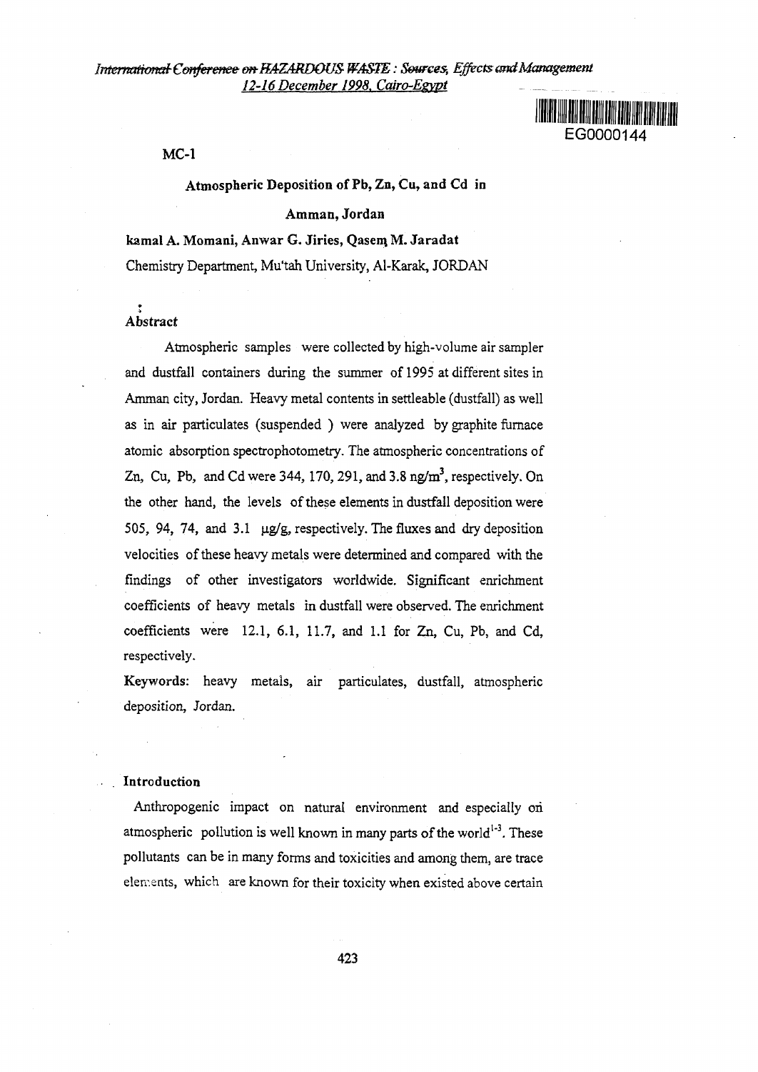MC-1

# Atmospheric Deposition of Pb, Zn, Cu, and Cd in Amman, Jordan

**kamal A. Momani, Anwar G. Jiries, Qasem M. Jaradat**

Chemistry Department, Mu'tah University, Al-Karak, JORDAN

## Abstract

Atmospheric samples were collected by high-volume air sampler and dustfall containers during the summer of 1995 at different sites in Amman city, Jordan. Heavy metal contents in settleable (dustfall) as well as in air particulates (suspended) were analyzed by graphite furnace atomic absorption spectrophotometry. The atmospheric concentrations of Zn, Cu, Pb, and Cd were 344, 170, 291, and 3.8 $ng/m^3$, respectively. On the other hand, the levels of these elements in dustfall deposition were 505, 94, 74, and 3.1 $\mu g/g$, respectively. The fluxes and dry deposition velocities of these heavy metals were determined and compared with the findings of other investigators worldwide. Significant enrichment coefficients of heavy metals in dustfall were observed. The enrichment coefficients were 12.1, 6.1, 11.7, and 1.1 for Zn, Cu, Pb, and Cd, respectively.

**Keywords:** heavy metals, air particulates, dustfall, atmospheric deposition, Jordan.

## Introduction

Anthropogenic impact on natural environment and especially on atmospheric pollution is well known in many parts of the world[1-3]. These pollutants can be in many forms and toxicities and among them, are trace elements, which are known for their toxicity when existed above certain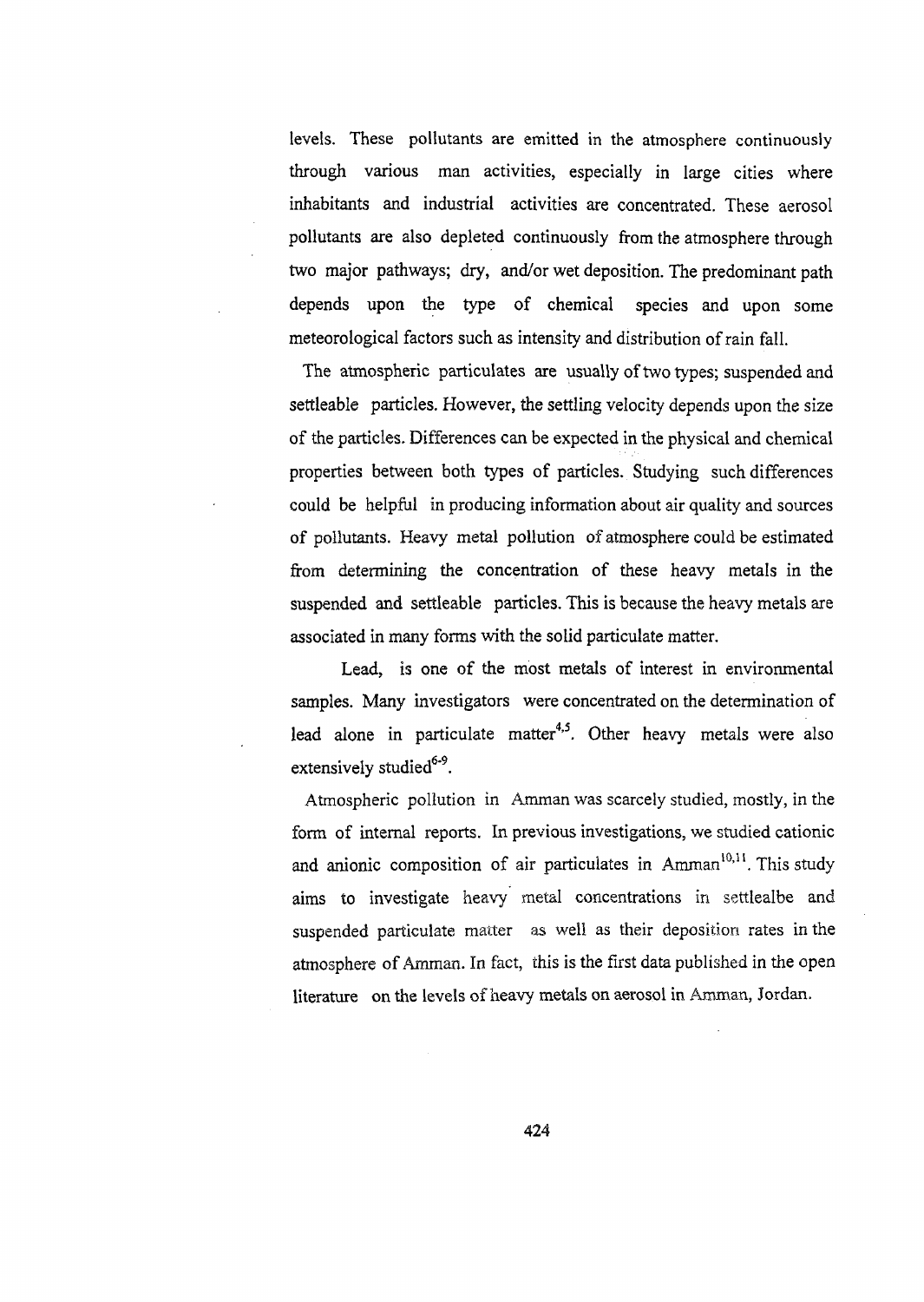levels. These pollutants are emitted in the atmosphere continuously through various man activities, especially in large cities where inhabitants and industrial activities are concentrated. These aerosol pollutants are also depleted continuously from the atmosphere through two major pathways; dry, and/or wet deposition. The predominant path depends upon the type of chemical species and upon some meteorological factors such as intensity and distribution of rain fall.

The atmospheric particulates are usually of two types; suspended and settleable particles. However, the settling velocity depends upon the size of the particles. Differences can be expected in the physical and chemical properties between both types of particles. Studying such differences could be helpful in producing information about air quality and sources of pollutants. Heavy metal pollution of atmosphere could be estimated from determining the concentration of these heavy metals in the suspended and settleable particles. This is because the heavy metals are associated in many forms with the solid particulate matter.

Lead, is one of the most metals of interest in environmental samples. Many investigators were concentrated on the determination of lead alone in particulate matter[4,5]. Other heavy metals were also extensively studied[6-9].

Atmospheric pollution in Amman was scarcely studied, mostly, in the form of internal reports. In previous investigations, we studied cationic and anionic composition of air particulates in Amman[10,11]. This study aims to investigate heavy metal concentrations in settlealbe and suspended particulate matter as well as their deposition rates in the atmosphere of Amman. In fact, this is the first data published in the open literature on the levels of heavy metals on aerosol in Amman, Jordan.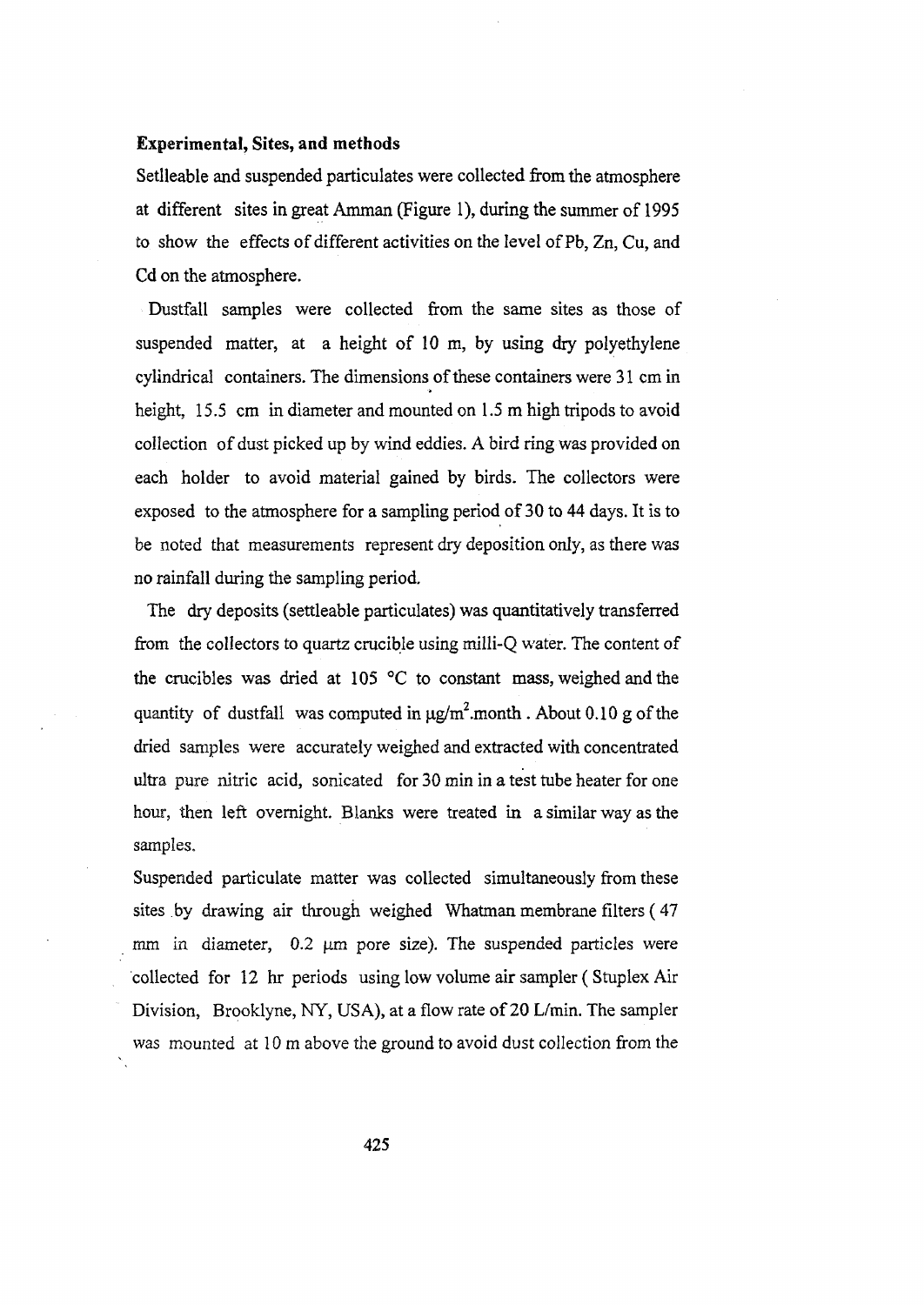**Experimental, Sites, and methods**

Setlleable and suspended particulates were collected from the atmosphere at different sites in great Amman (Figure 1), during the summer of 1995 to show the effects of different activities on the level of Pb, Zn, Cu, and Cd on the atmosphere.

Dustfall samples were collected from the same sites as those of suspended matter, at a height of 10 m, by using dry polyethylene cylindrical containers. The dimensions of these containers were 31 cm in height, 15.5 cm in diameter and mounted on 1.5 m high tripods to avoid collection of dust picked up by wind eddies. A bird ring was provided on each holder to avoid material gained by birds. The collectors were exposed to the atmosphere for a sampling period of 30 to 44 days. It is to be noted that measurements represent dry deposition only, as there was no rainfall during the sampling period.

The dry deposits (settleable particulates) was quantitatively transferred from the collectors to quartz crucible using milli-Q water. The content of the crucibles was dried at 105 °C to constant mass, weighed and the quantity of dustfall was computed in $\mu g/m^2$.month . About 0.10 g of the dried samples were accurately weighed and extracted with concentrated ultra pure nitric acid, sonicated for 30 min in a test tube heater for one hour, then left overnight. Blanks were treated in a similar way as the samples.

Suspended particulate matter was collected simultaneously from these sites by drawing air through weighed Whatman membrane filters ( 47 mm in diameter, 0.2 μm pore size). The suspended particles were collected for 12 hr periods using low volume air sampler ( Stuplex Air Division, Brooklyne, NY, USA), at a flow rate of 20 L/min. The sampler was mounted at 10 m above the ground to avoid dust collection from the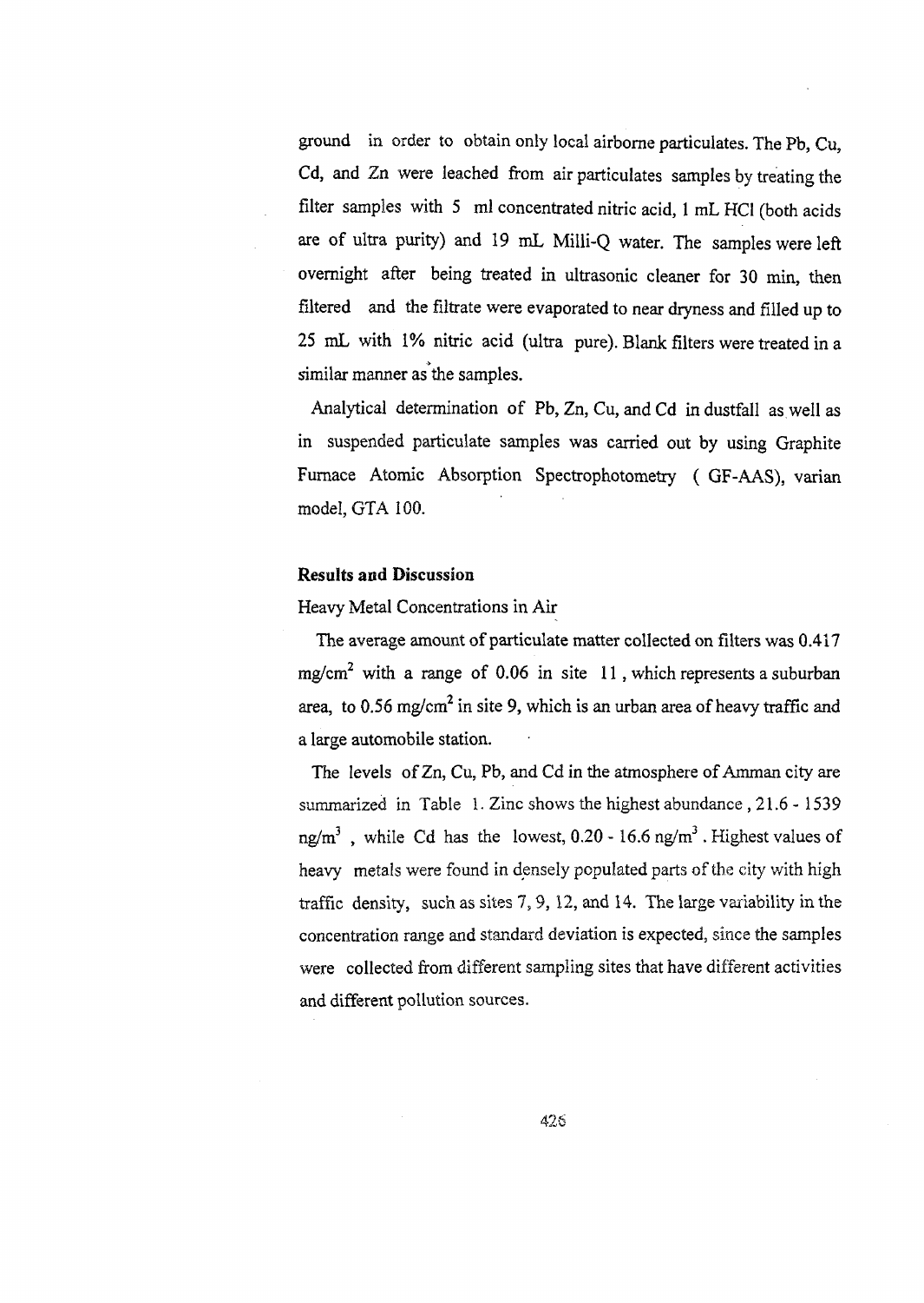ground in order to obtain only local airborne particulates. The Pb, Cu, Cd, and Zn were leached from air particulates samples by treating the filter samples with 5 ml concentrated nitric acid, 1 mL HCl (both acids are of ultra purity) and 19 mL Milli-Q water. The samples were left overnight after being treated in ultrasonic cleaner for 30 min, then filtered and the filtrate were evaporated to near dryness and filled up to 25 mL with 1% nitric acid (ultra pure). Blank filters were treated in a similar manner as the samples.

Analytical determination of Pb, Zn, Cu, and Cd in dustfall as well as in suspended particulate samples was carried out by using Graphite Furnace Atomic Absorption Spectrophotometry ( GF-AAS), varian model, GTA 100.

### Results and Discussion

Heavy Metal Concentrations in Air

The average amount of particulate matter collected on filters was 0.417 $mg/cm^2$ with a range of 0.06 in site 11 , which represents a suburban area, to 0.56 $mg/cm^2$ in site 9, which is an urban area of heavy traffic and a large automobile station.

The levels of Zn, Cu, Pb, and Cd in the atmosphere of Amman city are summarized in Table 1. Zinc shows the highest abundance , 21.6 - 1539 $ng/m^3$ , while Cd has the lowest, 0.20 - 16.6 $ng/m^3$ . Highest values of heavy metals were found in densely populated parts of the city with high traffic density, such as sites 7, 9, 12, and 14. The large variability in the concentration range and standard deviation is expected, since the samples were collected from different sampling sites that have different activities and different pollution sources.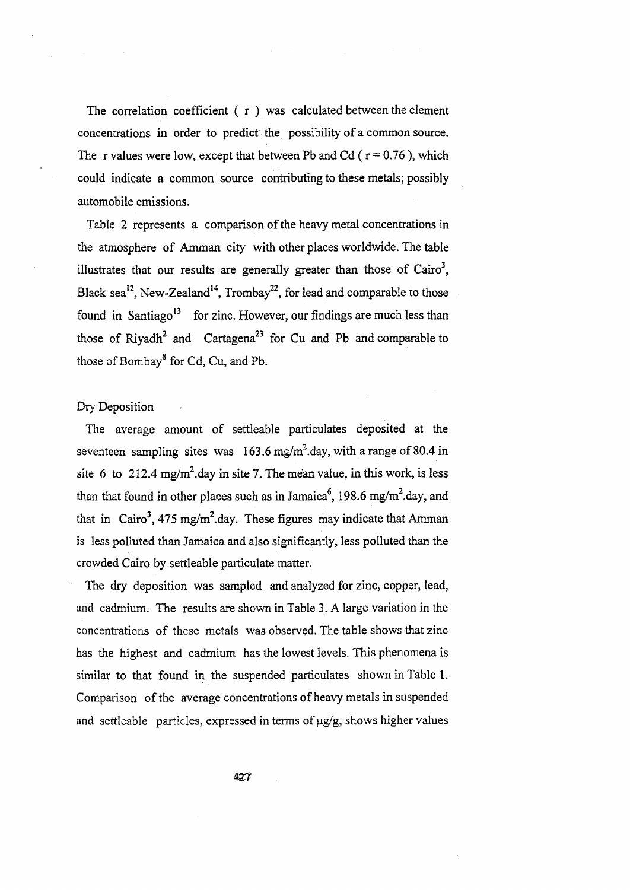The correlation coefficient ( r ) was calculated between the element concentrations in order to predict the possibility of a common source. The r values were low, except that between Pb and Cd ( r = 0.76 ), which could indicate a common source contributing to these metals; possibly automobile emissions.

Table 2 represents a comparison of the heavy metal concentrations in the atmosphere of Amman city with other places worldwide. The table illustrates that our results are generally greater than those of Cairo[3], Black sea[12], New-Zealand[14], Trombay[22], for lead and comparable to those found in Santiago[13] for zinc. However, our findings are much less than those of Riyadh[2] and Cartagena[23] for Cu and Pb and comparable to those of Bombay[8] for Cd, Cu, and Pb.

Dry Deposition

The average amount of settleable particulates deposited at the seventeen sampling sites was 163.6 $mg/m^2$.day, with a range of 80.4 in site 6 to 212.4 $mg/m^2$.day in site 7. The mean value, in this work, is less than that found in other places such as in Jamaica[6], 198.6 $mg/m^2$.day, and that in Cairo[3], 475 $mg/m^2$.day. These figures may indicate that Amman is less polluted than Jamaica and also significantly, less polluted than the crowded Cairo by settleable particulate matter.

The dry deposition was sampled and analyzed for zinc, copper, lead, and cadmium. The results are shown in Table 3. A large variation in the concentrations of these metals was observed. The table shows that zinc has the highest and cadmium has the lowest levels. This phenomena is similar to that found in the suspended particulates shown in Table 1. Comparison of the average concentrations of heavy metals in suspended and settleable particles, expressed in terms of μg/g, shows higher values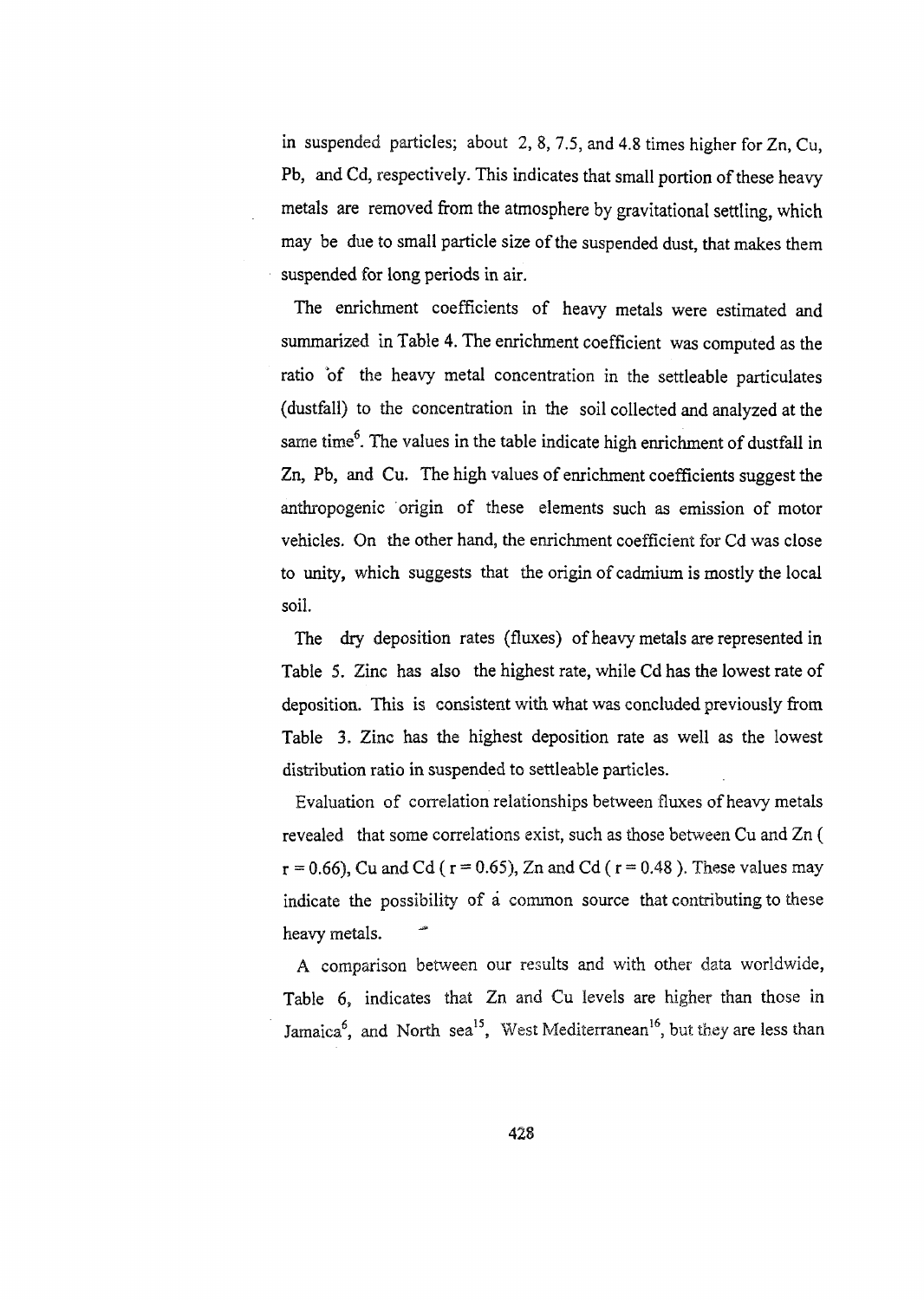in suspended particles; about 2, 8, 7.5, and 4.8 times higher for Zn, Cu, Pb, and Cd, respectively. This indicates that small portion of these heavy metals are removed from the atmosphere by gravitational settling, which may be due to small particle size of the suspended dust, that makes them suspended for long periods in air.

The enrichment coefficients of heavy metals were estimated and summarized in Table 4. The enrichment coefficient was computed as the ratio of the heavy metal concentration in the settleable particulates (dustfall) to the concentration in the soil collected and analyzed at the same time[6]. The values in the table indicate high enrichment of dustfall in Zn, Pb, and Cu. The high values of enrichment coefficients suggest the anthropogenic origin of these elements such as emission of motor vehicles. On the other hand, the enrichment coefficient for Cd was close to unity, which suggests that the origin of cadmium is mostly the local soil.

The dry deposition rates (fluxes) of heavy metals are represented in Table 5. Zinc has also the highest rate, while Cd has the lowest rate of deposition. This is consistent with what was concluded previously from Table 3. Zinc has the highest deposition rate as well as the lowest distribution ratio in suspended to settleable particles.

Evaluation of correlation relationships between fluxes of heavy metals revealed that some correlations exist, such as those between Cu and Zn ( $r = 0.66$), Cu and Cd ( $r = 0.65$), Zn and Cd ( $r = 0.48$ ). These values may indicate the possibility of a common source that contributing to these heavy metals.

A comparison between our results and with other data worldwide, Table 6, indicates that Zn and Cu levels are higher than those in Jamaica[6], and North sea[15], West Mediterranean[16], but they are less than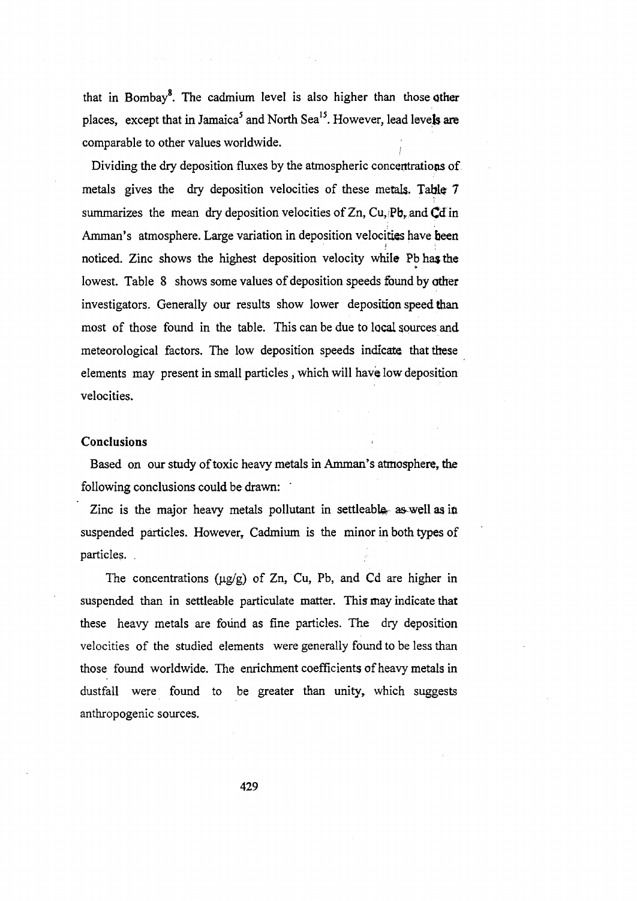that in Bombay[8]. The cadmium level is also higher than those other places, except that in Jamaica[5] and North Sea[15]. However, lead levels are comparable to other values worldwide.

Dividing the dry deposition fluxes by the atmospheric concentrations of metals gives the dry deposition velocities of these metals. Table 7 summarizes the mean dry deposition velocities of Zn, Cu, Pb, and Cd in Amman's atmosphere. Large variation in deposition velocities have been noticed. Zinc shows the highest deposition velocity while Pb has the lowest. Table 8 shows some values of deposition speeds found by other investigators. Generally our results show lower deposition speed than most of those found in the table. This can be due to local sources and meteorological factors. The low deposition speeds indicate that these elements may present in small particles, which will have low deposition velocities.

## Conclusions

Based on our study of toxic heavy metals in Amman's atmosphere, the following conclusions could be drawn:

Zinc is the major heavy metals pollutant in settleable as well as in suspended particles. However, Cadmium is the minor in both types of particles.

The concentrations (μg/g) of Zn, Cu, Pb, and Cd are higher in suspended than in settleable particulate matter. This may indicate that these heavy metals are found as fine particles. The dry deposition velocities of the studied elements were generally found to be less than those found worldwide. The enrichment coefficients of heavy metals in dustfall were found to be greater than unity, which suggests anthropogenic sources.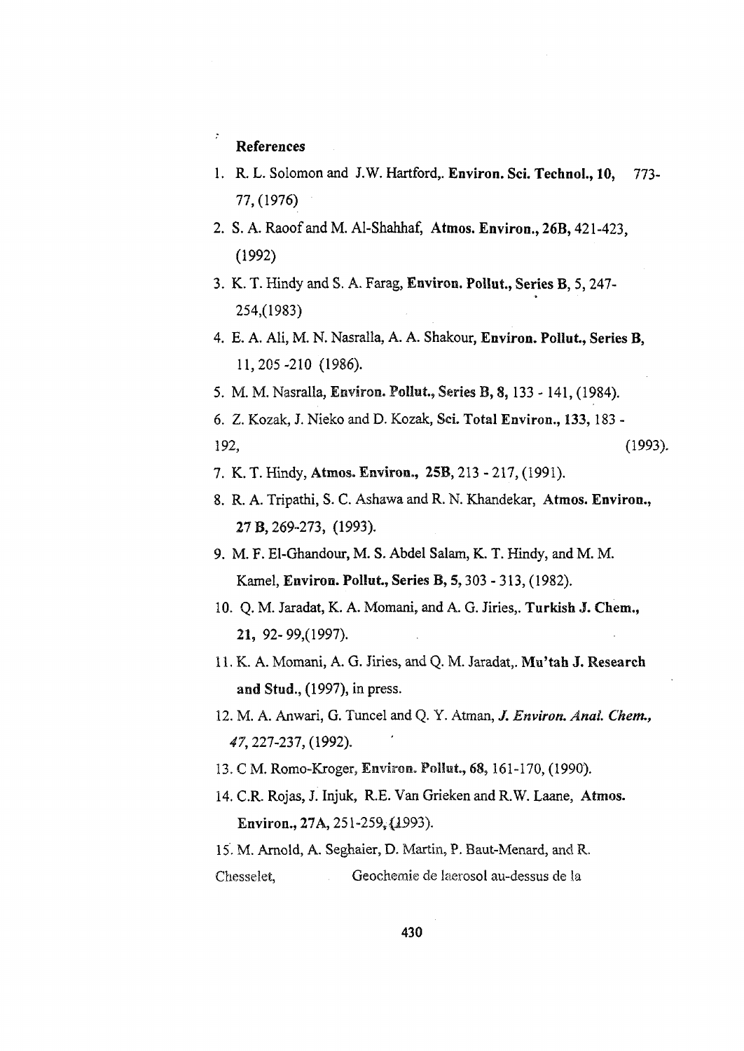## References

1. R. L. Solomon and J.W. Hartford,. **Environ. Sci. Technol., 10,** 773-77, (1976)
2. S. A. Raoof and M. Al-Shahhaf, **Atmos. Environ., 26B,** 421-423, (1992)
3. K. T. Hindy and S. A. Farag, **Environ. Pollut., Series B,** 5, 247-254,(1983)
4. E. A. Ali, M. N. Nasralla, A. A. Shakour, **Environ. Pollut., Series B,** 11, 205 -210 (1986).
5. M. M. Nasralla, **Environ. Pollut., Series B, 8,** 133 - 141, (1984).
6. Z. Kozak, J. Nieko and D. Kozak, **Sci. Total Environ., 133,** 183 - 192, (1993).
7. K. T. Hindy, **Atmos. Environ., 25B,** 213 - 217, (1991).
8. R. A. Tripathi, S. C. Ashawa and R. N. Khandekar, **Atmos. Environ., 27 B,** 269-273, (1993).
9. M. F. El-Ghandour, M. S. Abdel Salam, K. T. Hindy, and M. M. Kamel, **Environ. Pollut., Series B, 5,** 303 - 313, (1982).
10. Q. M. Jaradat, K. A. Momani, and A. G. Jiries,. **Turkish J. Chem., 21,** 92- 99,(1997).
11. K. A. Momani, A. G. Jiries, and Q. M. Jaradat,. **Mu'tah J. Research and Stud.,** (1997), in press.
12. M. A. Anwari, G. Tuncel and Q. Y. Atman, ***J. Environ. Anal. Chem., 47,*** 227-237, (1992).
13. C M. Romo-Kroger, **Environ. Pollut., 68,** 161-170, (1990).
14. C.R. Rojas, J. Injuk, R.E. Van Grieken and R.W. Laane, **Atmos. Environ., 27A,** 251-259, (1993).
15. M. Arnold, A. Seghaier, D. Martin, P. Baut-Menard, and R. Chesselet, Geochemie de laerosol au-dessus de la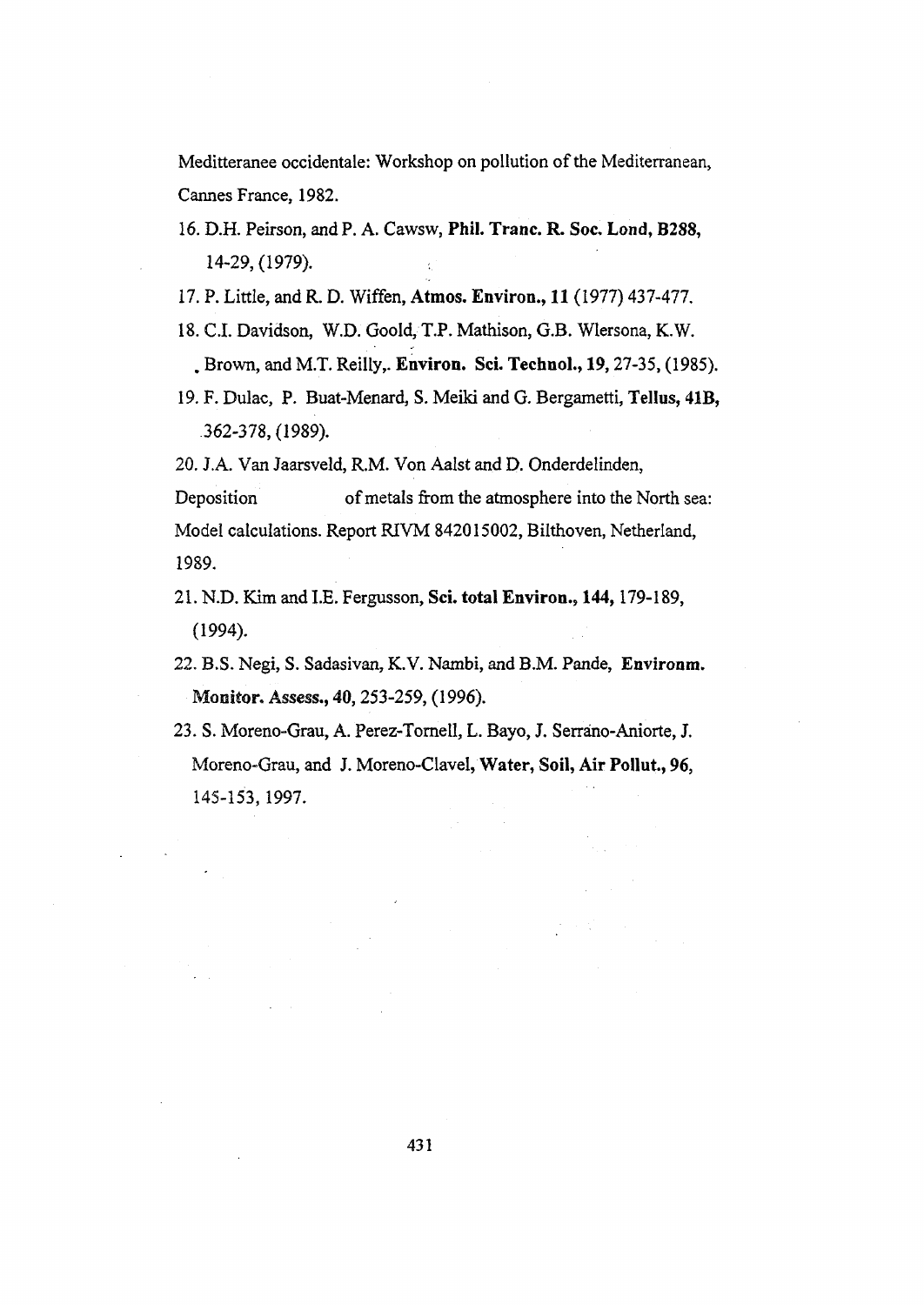Meditteranee occidentale: Workshop on pollution of the Mediterranean, Cannes France, 1982.

16. D.H. Peirson, and P. A. Cawsw, **Phil. Tranc. R. Soc. Lond, B288,** 14-29, (1979).
17. P. Little, and R. D. Wiffen, **Atmos. Environ., 11** (1977) 437-477.
18. C.I. Davidson, W.D. Goold, T.P. Mathison, G.B. Wlersona, K.W. Brown, and M.T. Reilly,. **Environ. Sci. Technol., 19,** 27-35, (1985).
19. F. Dulac, P. Buat-Menard, S. Meiki and G. Bergametti, **Tellus, 41B,** 362-378, (1989).
20. J.A. Van Jaarsveld, R.M. Von Aalst and D. Onderdelinden, Deposition of metals from the atmosphere into the North sea: Model calculations. Report RIVM 842015002, Bilthoven, Netherland, 1989.
21. N.D. Kim and I.E. Fergusson, **Sci. total Environ., 144,** 179-189, (1994).
22. B.S. Negi, S. Sadasivan, K.V. Nambi, and B.M. Pande, **Environm. Monitor. Assess., 40,** 253-259, (1996).
23. S. Moreno-Grau, A. Perez-Tornell, L. Bayo, J. Serrano-Aniorte, J. Moreno-Grau, and J. Moreno-Clavel, **Water, Soil, Air Pollut., 96,** 145-153, 1997.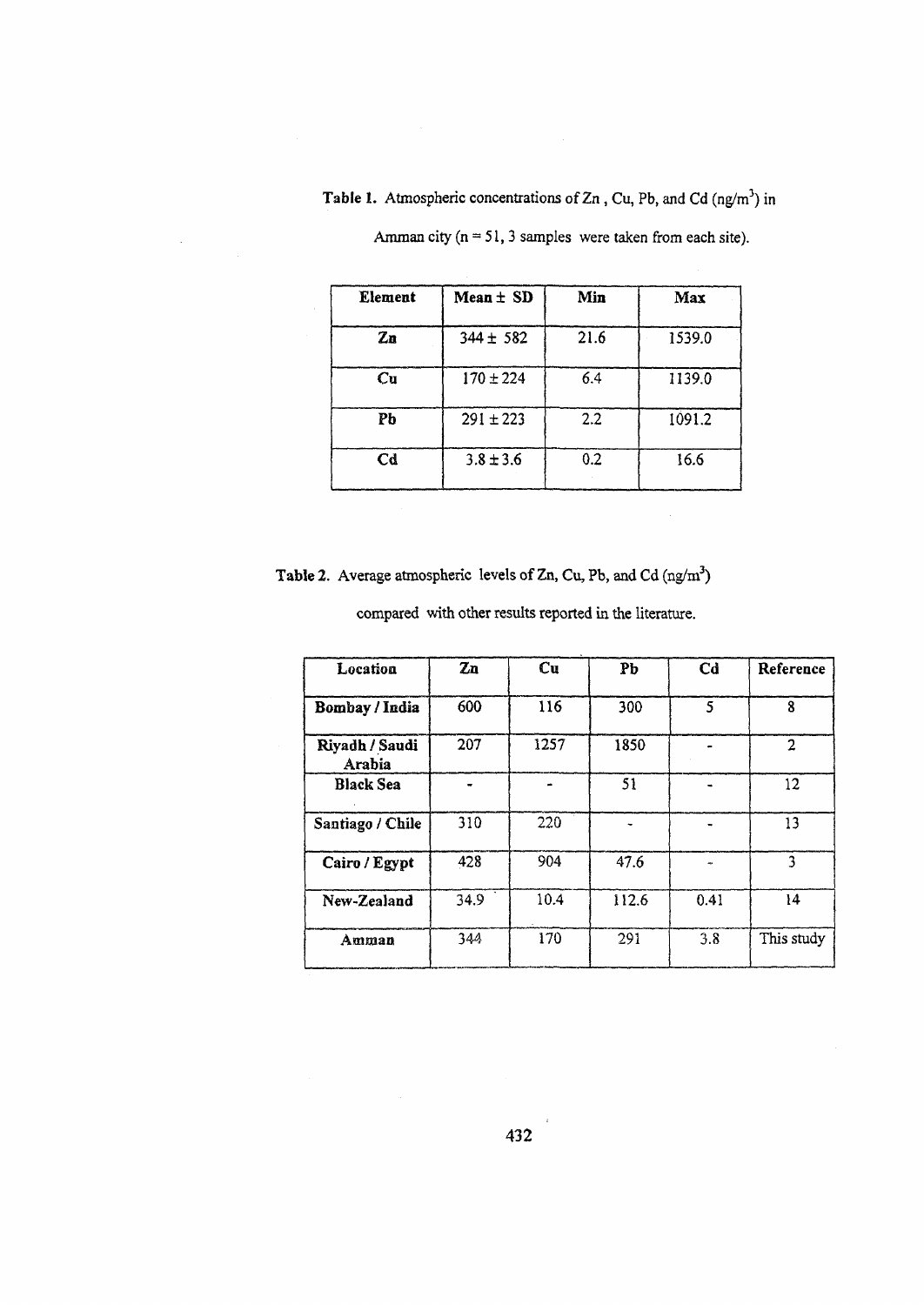**Table 1.** Atmospheric concentrations of Zn , Cu, Pb, and Cd (ng/m$^3$) in Amman city (n = 51, 3 samples were taken from each site).

| Element | Mean ± SD | Min | Max |
|---|---|---|---|
| Zn | 344 ± 582 | 21.6 | 1539.0 |
| Cu | 170 ± 224 | 6.4 | 1139.0 |
| Pb | 291 ± 223 | 2.2 | 1091.2 |
| Cd | 3.8 ± 3.6 | 0.2 | 16.6 |

**Table 2.** Average atmospheric levels of Zn, Cu, Pb, and Cd (ng/m$^3$) compared with other results reported in the literature.

| Location | Zn | Cu | Pb | Cd | Reference |
|---|---|---|---|---|---|
| Bombay / India | 600 | 116 | 300 | 5 | 8 |
| Riyadh / Saudi Arabia | 207 | 1257 | 1850 | - | 2 |
| Black Sea | - | - | 51 | - | 12 |
| Santiago / Chile | 310 | 220 | - | - | 13 |
| Cairo / Egypt | 428 | 904 | 47.6 | - | 3 |
| New-Zealand | 34.9 | 10.4 | 112.6 | 0.41 | 14 |
| Amman | 344 | 170 | 291 | 3.8 | This study |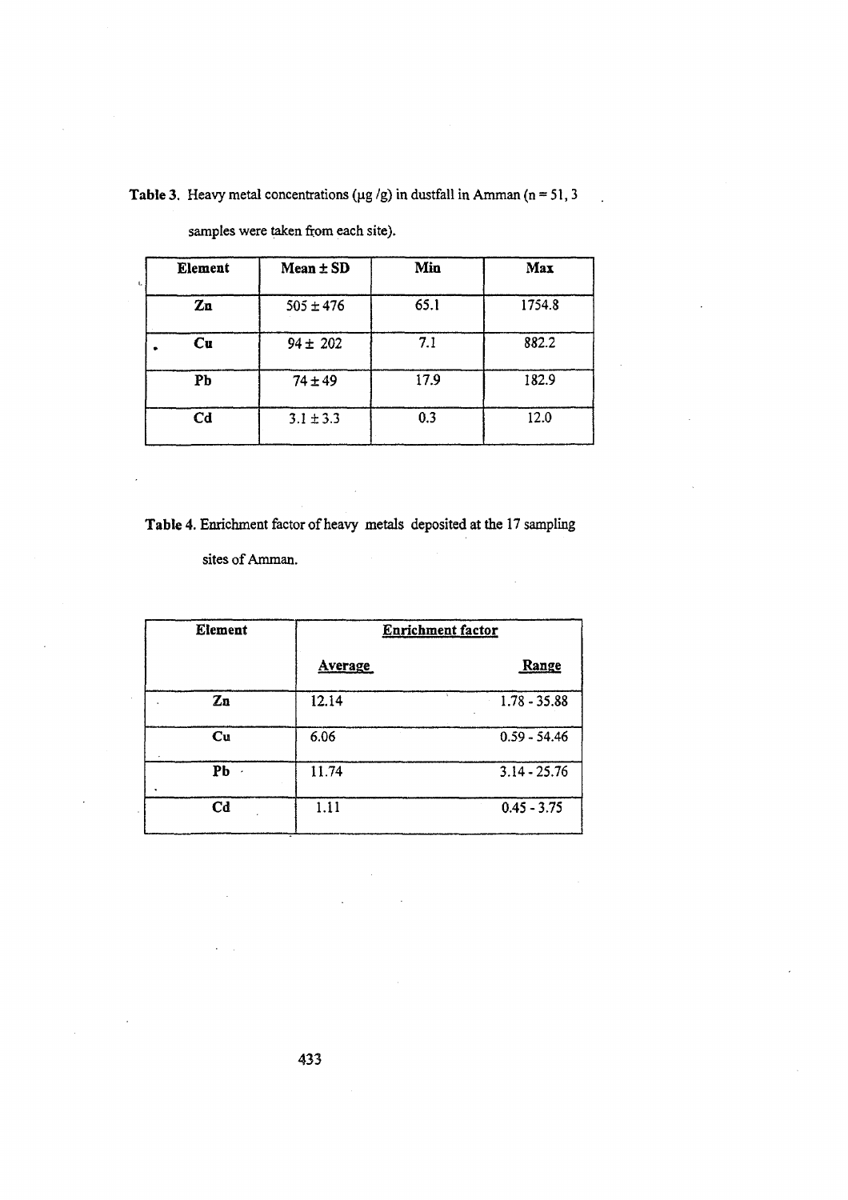**Table 3.** Heavy metal concentrations (μg /g) in dustfall in Amman (n = 51, 3 samples were taken from each site).

| Element | Mean ± SD | Min | Max |
|---|---|---|---|
| **Zn** | 505 ± 476 | 65.1 | 1754.8 |
| **Cu** | 94 ± 202 | 7.1 | 882.2 |
| **Pb** | 74 ± 49 | 17.9 | 182.9 |
| **Cd** | 3.1 ± 3.3 | 0.3 | 12.0 |

**Table 4.** Enrichment factor of heavy metals deposited at the 17 sampling sites of Amman.

| Element | Enrichment factor | |
|---|---|---|
| | Average | Range |
| **Zn** | 12.14 | 1.78 - 35.88 |
| **Cu** | 6.06 | 0.59 - 54.46 |
| **Pb** | 11.74 | 3.14 - 25.76 |
| **Cd** | 1.11 | 0.45 - 3.75 |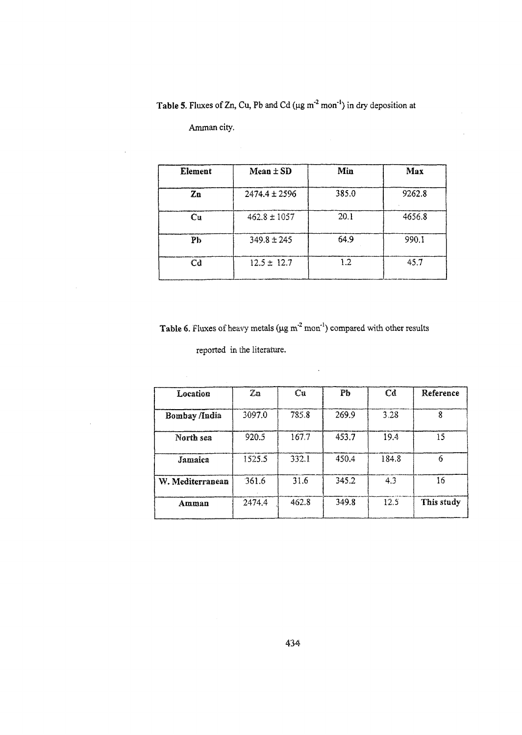**Table 5.** Fluxes of Zn, Cu, Pb and Cd ($\mu g\ m^{-2}\ mon^{-1}$) in dry deposition at Amman city.

| Element | Mean ± SD | Min | Max |
|---|---|---|---|
| Zn | 2474.4 ± 2596 | 385.0 | 9262.8 |
| Cu | 462.8 ± 1057 | 20.1 | 4656.8 |
| Pb | 349.8 ± 245 | 64.9 | 990.1 |
| Cd | 12.5 ± 12.7 | 1.2 | 45.7 |

**Table 6.** Fluxes of heavy metals ($\mu g\ m^{-2}\ mon^{-1}$) compared with other results reported in the literature.

| Location | Zn | Cu | Pb | Cd | Reference |
|---|---|---|---|---|---|
| Bombay /India | 3097.0 | 785.8 | 269.9 | 3.28 | 8 |
| North sea | 920.5 | 167.7 | 453.7 | 19.4 | 15 |
| Jamaica | 1525.5 | 332.1 | 450.4 | 184.8 | 6 |
| W. Mediterranean | 361.6 | 31.6 | 345.2 | 4.3 | 16 |
| Amman | 2474.4 | 462.8 | 349.8 | 12.5 | This study |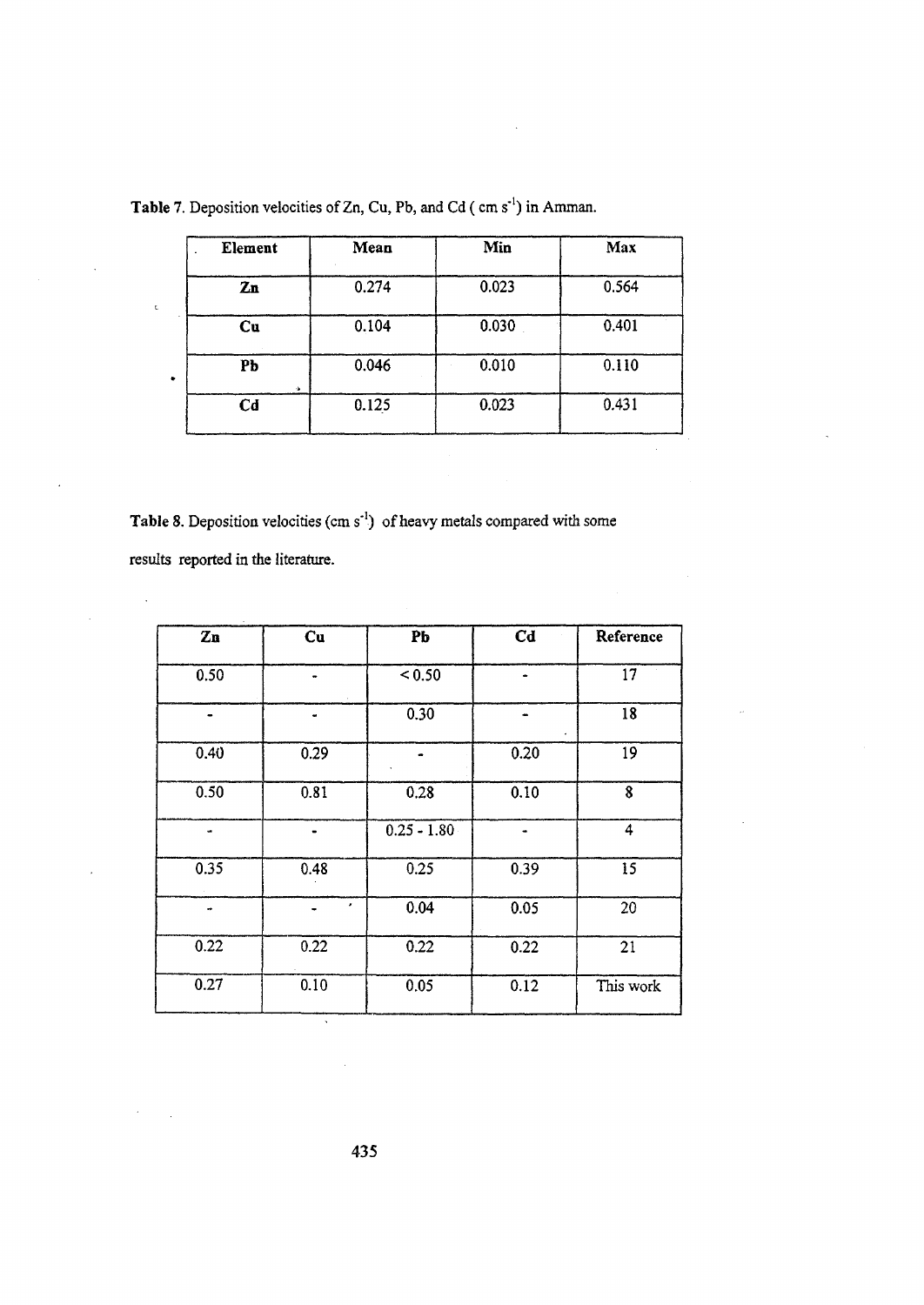**Table 7.** Deposition velocities of Zn, Cu, Pb, and Cd ( cm $s^{-1}$) in Amman.

| Element | Mean | Min | Max |
|---|---|---|---|
| **Zn** | 0.274 | 0.023 | 0.564 |
| **Cu** | 0.104 | 0.030 | 0.401 |
| **Pb** | 0.046 | 0.010 | 0.110 |
| **Cd** | 0.125 | 0.023 | 0.431 |

**Table 8.** Deposition velocities (cm $s^{-1}$) of heavy metals compared with some results reported in the literature.

| Zn | Cu | Pb | Cd | Reference |
|---|---|---|---|---|
| 0.50 | - | < 0.50 | - | 17 |
| - | - | 0.30 | - | 18 |
| 0.40 | 0.29 | - | 0.20 | 19 |
| 0.50 | 0.81 | 0.28 | 0.10 | 8 |
| - | - | 0.25 - 1.80 | - | 4 |
| 0.35 | 0.48 | 0.25 | 0.39 | 15 |
| - | - | 0.04 | 0.05 | 20 |
| 0.22 | 0.22 | 0.22 | 0.22 | 21 |
| 0.27 | 0.10 | 0.05 | 0.12 | This work |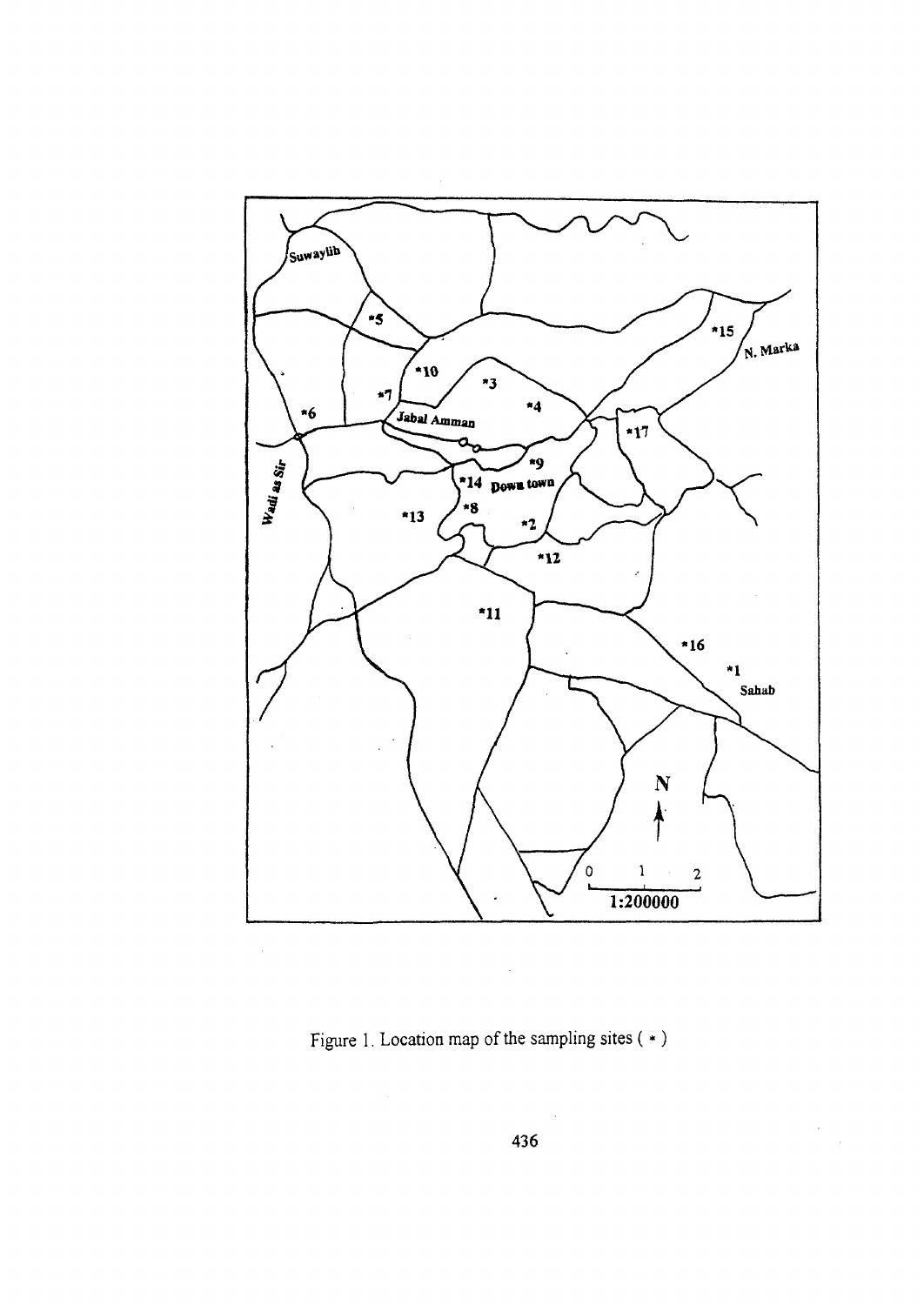Suwaylih

*5

*15

N. Marka

*10

*3

*7

*4

*6

Jabal Amman

*17

*9

Wadi as Sir

*14 Down town

*8

*13

*2

*12

*11

*16

*1

Sahab

N

0 1 2

1:200000

Figure 1. Location map of the sampling sites ( * )